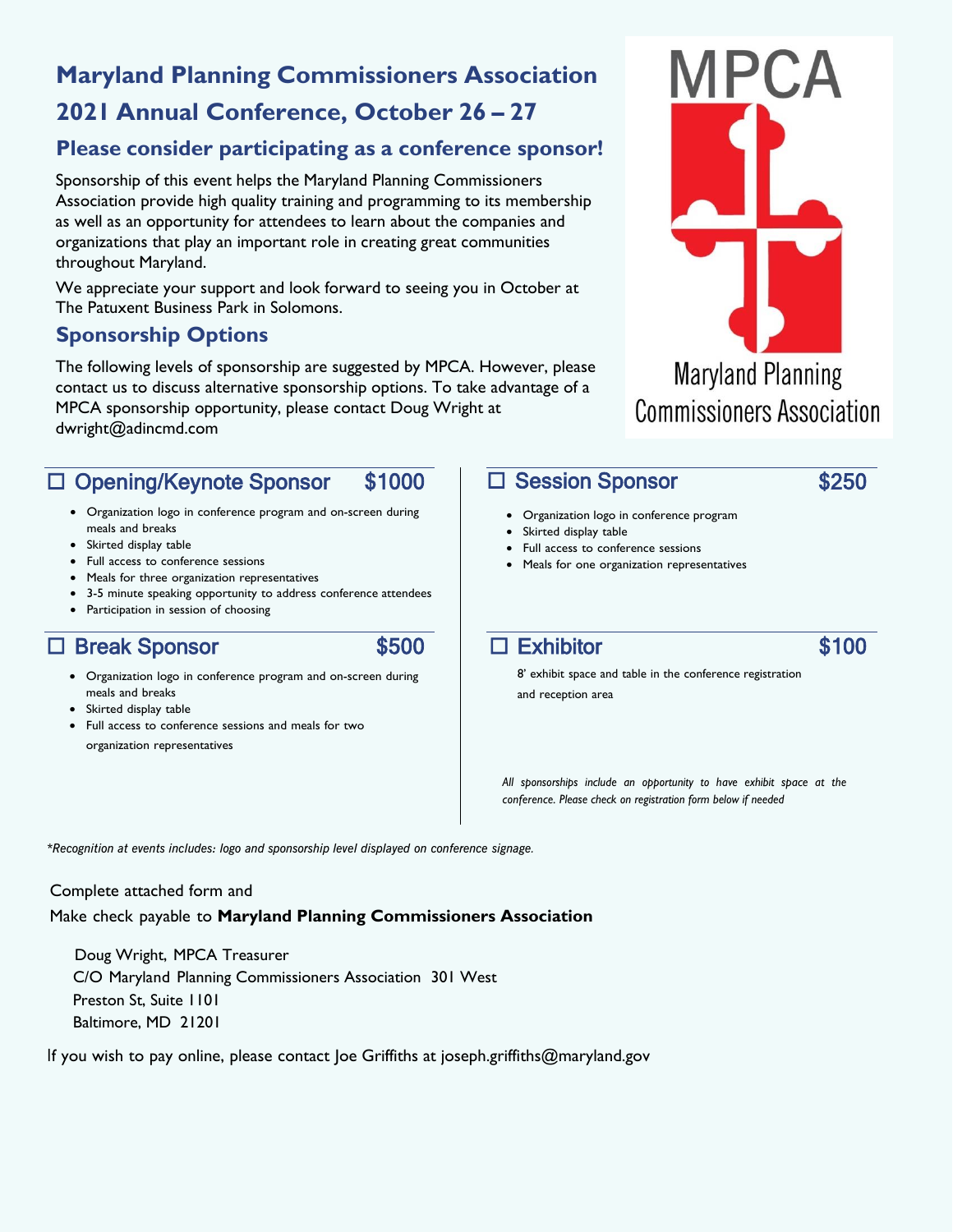# Maryland Planning Commissioners Association

# 2021 Annual Conference, October 26 – 27

## Please consider participating as a conference sponsor!

Sponsorship of this event helps the Maryland Planning Commissioners Association provide high quality training and programming to its membership as well as an opportunity for attendees to learn about the companies and organizations that play an important role in creating great communities throughout Maryland.

We appreciate your support and look forward to seeing you in October at The Patuxent Business Park in Solomons.

MPCA

Maryland Planning Commissioners Association

## Sponsorship Options

The following levels of sponsorship are suggested by MPCA. However, please contact us to discuss alternative sponsorship options. To take advantage of a MPCA sponsorship opportunity, please contact Doug Wright at dwright@adincmd.com

### ☐ Opening/Keynote Sponsor $1000

- Organization logo in conference program and on-screen during meals and breaks
- Skirted display table
- Full access to conference sessions
- Meals for three organization representatives
- 3-5 minute speaking opportunity to address conference attendees
- Participation in session of choosing

### ☐ Break Sponsor $500

- Organization logo in conference program and on-screen during meals and breaks
- Skirted display table
- Full access to conference sessions and meals for two organization representatives

### ☐ Session Sponsor $250

- Organization logo in conference program
- Skirted display table
- Full access to conference sessions
- Meals for one organization representatives

### ☐ Exhibitor $100

8' exhibit space and table in the conference registration and reception area

*All sponsorships include an opportunity to have exhibit space at the conference. Please check on registration form below if needed*

*\*Recognition at events includes: logo and sponsorship level displayed on conference signage.*

Complete attached form and

Make check payable to **Maryland Planning Commissioners Association**

Doug Wright, MPCA Treasurer
C/O Maryland Planning Commissioners Association 301 West Preston St, Suite 1101
Baltimore, MD 21201

If you wish to pay online, please contact Joe Griffiths at joseph.griffiths@maryland.gov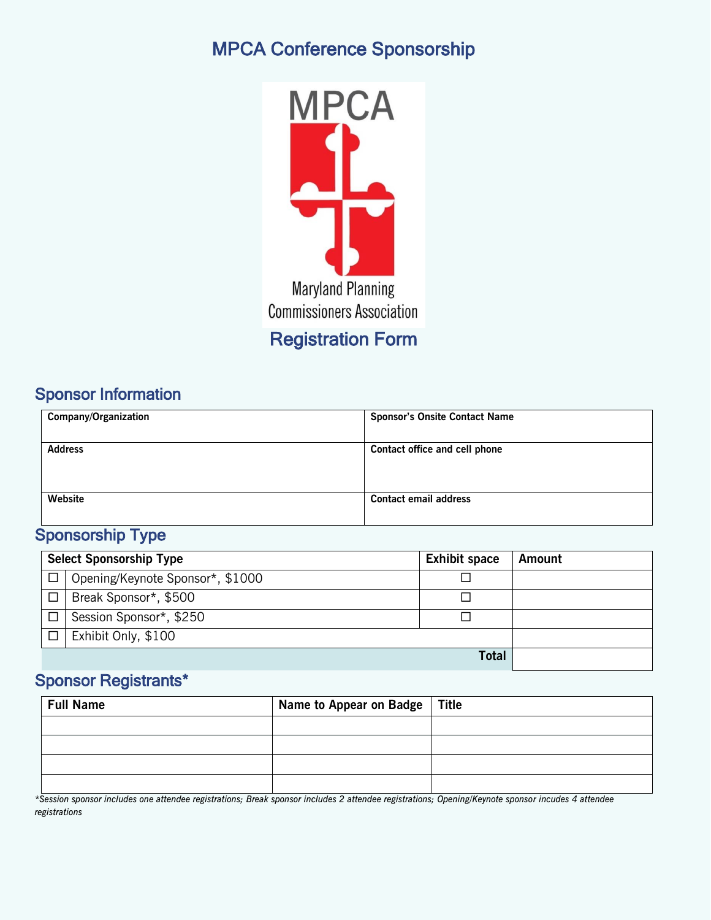# MPCA Conference Sponsorship

MPCA

Maryland Planning Commissioners Association

## Registration Form

## Sponsor Information

| Company/Organization | Sponsor's Onsite Contact Name |
|---|---|
| Address | Contact office and cell phone |
| Website | Contact email address |

## Sponsorship Type

| | Select Sponsorship Type | Exhibit space | Amount |
|---|---|---|---|
| ☐ | Opening/Keynote Sponsor*, $1000 | ☐ | |
| ☐ | Break Sponsor*, $500 | ☐ | |
| ☐ | Session Sponsor*, $250 | ☐ | |
| ☐ | Exhibit Only, $100 | | |
| | | **Total** | |

## Sponsor Registrants*

| Full Name | Name to Appear on Badge | Title |
|---|---|---|
| | | |
| | | |
| | | |
| | | |

*\*Session sponsor includes one attendee registrations; Break sponsor includes 2 attendee registrations; Opening/Keynote sponsor incudes 4 attendee registrations*